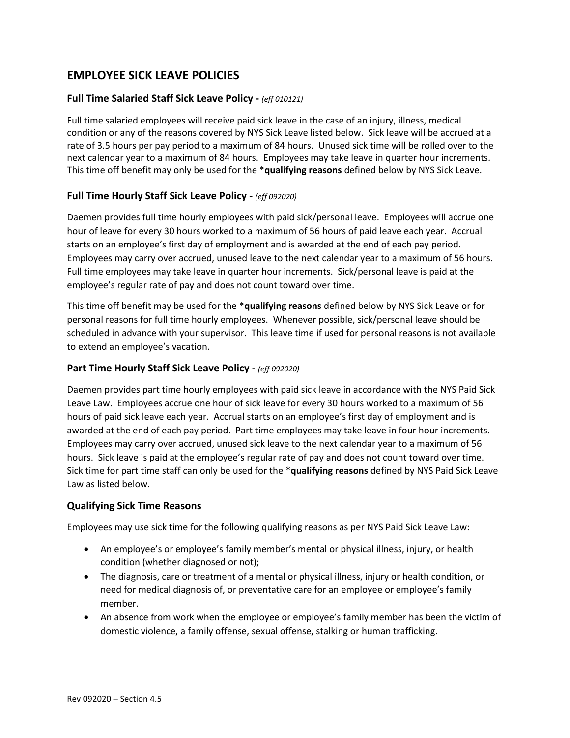# EMPLOYEE SICK LEAVE POLICIES

## Full Time Salaried Staff Sick Leave Policy - *(eff 010121)*

Full time salaried employees will receive paid sick leave in the case of an injury, illness, medical condition or any of the reasons covered by NYS Sick Leave listed below. Sick leave will be accrued at a rate of 3.5 hours per pay period to a maximum of 84 hours. Unused sick time will be rolled over to the next calendar year to a maximum of 84 hours. Employees may take leave in quarter hour increments. This time off benefit may only be used for the ***qualifying reasons** defined below by NYS Sick Leave.

## Full Time Hourly Staff Sick Leave Policy - *(eff 092020)*

Daemen provides full time hourly employees with paid sick/personal leave. Employees will accrue one hour of leave for every 30 hours worked to a maximum of 56 hours of paid leave each year. Accrual starts on an employee's first day of employment and is awarded at the end of each pay period. Employees may carry over accrued, unused leave to the next calendar year to a maximum of 56 hours. Full time employees may take leave in quarter hour increments. Sick/personal leave is paid at the employee's regular rate of pay and does not count toward over time.

This time off benefit may be used for the ***qualifying reasons** defined below by NYS Sick Leave or for personal reasons for full time hourly employees. Whenever possible, sick/personal leave should be scheduled in advance with your supervisor. This leave time if used for personal reasons is not available to extend an employee's vacation.

## Part Time Hourly Staff Sick Leave Policy - *(eff 092020)*

Daemen provides part time hourly employees with paid sick leave in accordance with the NYS Paid Sick Leave Law. Employees accrue one hour of sick leave for every 30 hours worked to a maximum of 56 hours of paid sick leave each year. Accrual starts on an employee's first day of employment and is awarded at the end of each pay period. Part time employees may take leave in four hour increments. Employees may carry over accrued, unused sick leave to the next calendar year to a maximum of 56 hours. Sick leave is paid at the employee's regular rate of pay and does not count toward over time. Sick time for part time staff can only be used for the ***qualifying reasons** defined by NYS Paid Sick Leave Law as listed below.

## Qualifying Sick Time Reasons

Employees may use sick time for the following qualifying reasons as per NYS Paid Sick Leave Law:

- An employee's or employee's family member's mental or physical illness, injury, or health condition (whether diagnosed or not);
- The diagnosis, care or treatment of a mental or physical illness, injury or health condition, or need for medical diagnosis of, or preventative care for an employee or employee's family member.
- An absence from work when the employee or employee's family member has been the victim of domestic violence, a family offense, sexual offense, stalking or human trafficking.

Rev 092020 – Section 4.5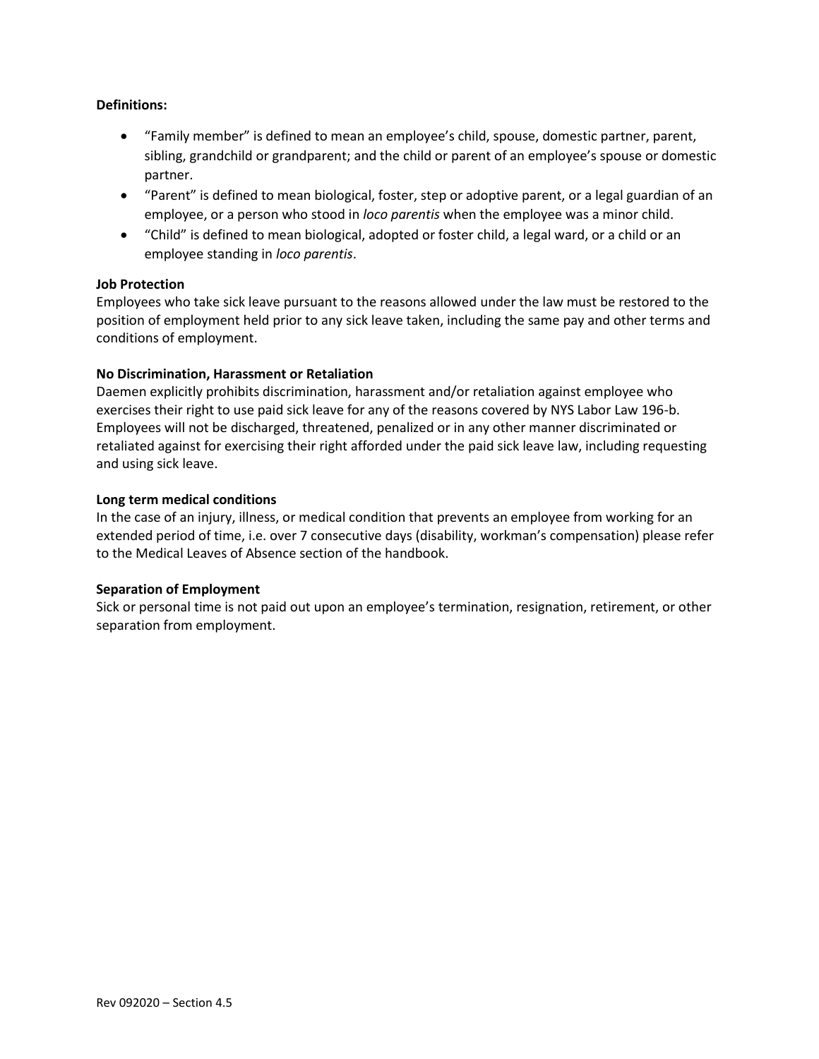**Definitions:**

- “Family member” is defined to mean an employee’s child, spouse, domestic partner, parent, sibling, grandchild or grandparent; and the child or parent of an employee’s spouse or domestic partner.
- “Parent” is defined to mean biological, foster, step or adoptive parent, or a legal guardian of an employee, or a person who stood in *loco parentis* when the employee was a minor child.
- “Child” is defined to mean biological, adopted or foster child, a legal ward, or a child or an employee standing in *loco parentis*.

**Job Protection**

Employees who take sick leave pursuant to the reasons allowed under the law must be restored to the position of employment held prior to any sick leave taken, including the same pay and other terms and conditions of employment.

**No Discrimination, Harassment or Retaliation**

Daemen explicitly prohibits discrimination, harassment and/or retaliation against employee who exercises their right to use paid sick leave for any of the reasons covered by NYS Labor Law 196-b. Employees will not be discharged, threatened, penalized or in any other manner discriminated or retaliated against for exercising their right afforded under the paid sick leave law, including requesting and using sick leave.

**Long term medical conditions**

In the case of an injury, illness, or medical condition that prevents an employee from working for an extended period of time, i.e. over 7 consecutive days (disability, workman’s compensation) please refer to the Medical Leaves of Absence section of the handbook.

**Separation of Employment**

Sick or personal time is not paid out upon an employee’s termination, resignation, retirement, or other separation from employment.

Rev 092020 – Section 4.5